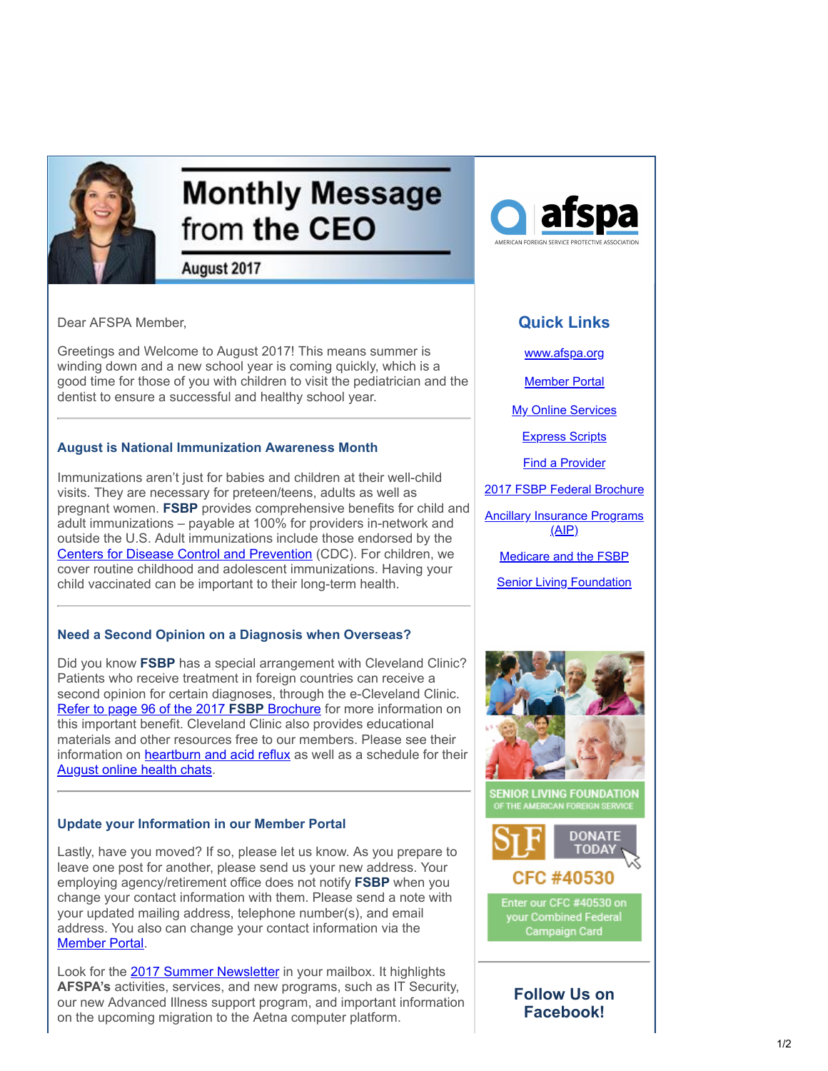# Monthly Message from the CEO

August 2017

afspa
AMERICAN FOREIGN SERVICE PROTECTIVE ASSOCIATION

Dear AFSPA Member,

Greetings and Welcome to August 2017! This means summer is winding down and a new school year is coming quickly, which is a good time for those of you with children to visit the pediatrician and the dentist to ensure a successful and healthy school year.

---

### August is National Immunization Awareness Month

Immunizations aren't just for babies and children at their well-child visits. They are necessary for preteen/teens, adults as well as pregnant women. **FSBP** provides comprehensive benefits for child and adult immunizations – payable at 100% for providers in-network and outside the U.S. Adult immunizations include those endorsed by the Centers for Disease Control and Prevention (CDC). For children, we cover routine childhood and adolescent immunizations. Having your child vaccinated can be important to their long-term health.

---

### Need a Second Opinion on a Diagnosis when Overseas?

Did you know **FSBP** has a special arrangement with Cleveland Clinic? Patients who receive treatment in foreign countries can receive a second opinion for certain diagnoses, through the e-Cleveland Clinic. Refer to page 96 of the 2017 **FSBP** Brochure for more information on this important benefit. Cleveland Clinic also provides educational materials and other resources free to our members. Please see their information on heartburn and acid reflux as well as a schedule for their August online health chats.

---

### Update your Information in our Member Portal

Lastly, have you moved? If so, please let us know. As you prepare to leave one post for another, please send us your new address. Your employing agency/retirement office does not notify **FSBP** when you change your contact information with them. Please send a note with your updated mailing address, telephone number(s), and email address. You also can change your contact information via the Member Portal.

Look for the 2017 Summer Newsletter in your mailbox. It highlights **AFSPA's** activities, services, and new programs, such as IT Security, our new Advanced Illness support program, and important information on the upcoming migration to the Aetna computer platform.

---

## Quick Links

- www.afspa.org
- Member Portal
- My Online Services
- Express Scripts
- Find a Provider
- 2017 FSBP Federal Brochure
- Ancillary Insurance Programs (AIP)
- Medicare and the FSBP
- Senior Living Foundation

SENIOR LIVING FOUNDATION OF THE AMERICAN FOREIGN SERVICE

SLF DONATE TODAY

CFC #40530

Enter our CFC #40530 on your Combined Federal Campaign Card

---

**Follow Us on Facebook!**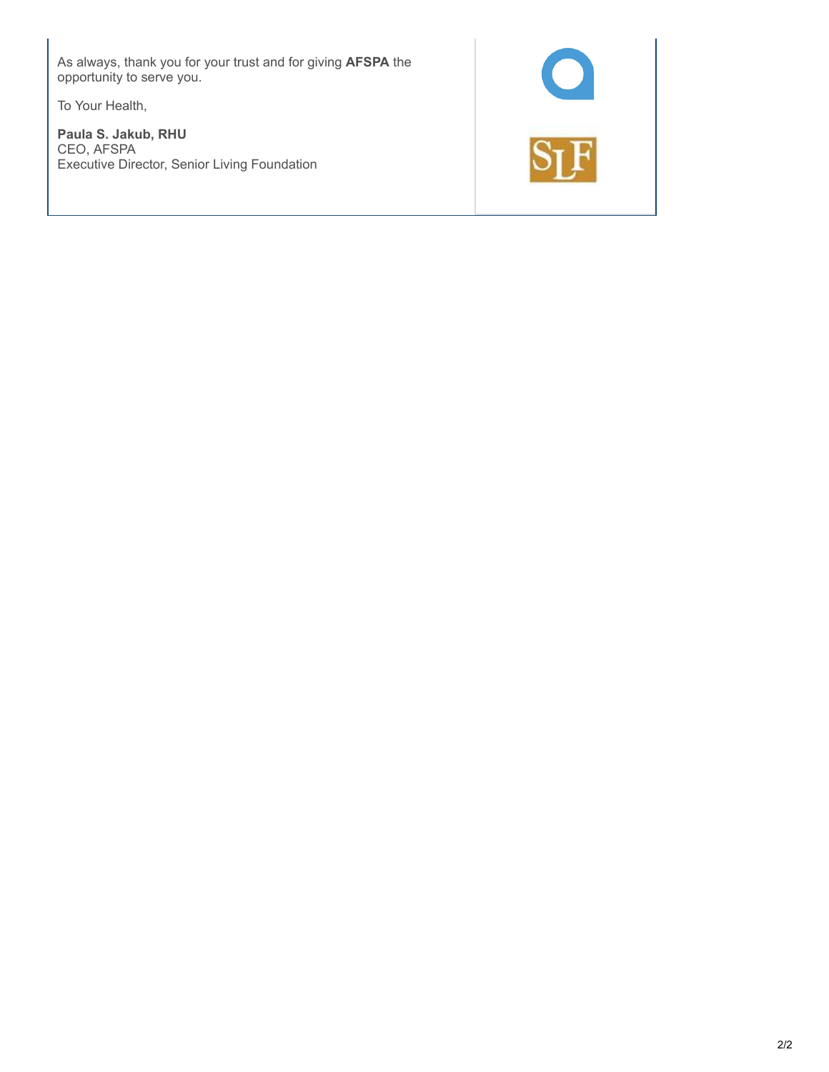As always, thank you for your trust and for giving **AFSPA** the opportunity to serve you.

To Your Health,

**Paula S. Jakub, RHU**
CEO, AFSPA
Executive Director, Senior Living Foundation